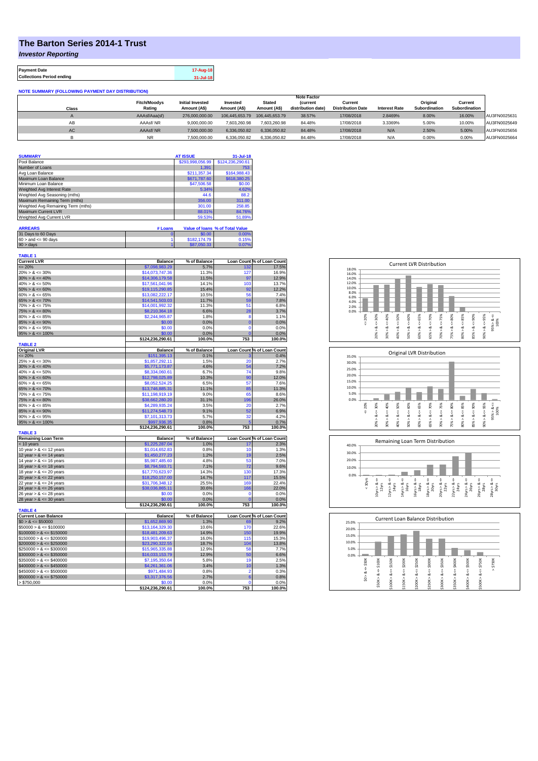# The Barton Series 2014-1 Trust

***Investor Reporting***

| | |
|---|---|
| **Payment Date** | 17-Aug-18 |
| **Collections Period ending** | 31-Jul-18 |

**NOTE SUMMARY (FOLLOWING PAYMENT DAY DISTRIBUTION)**

| Class | Fitch/Moodys Rating | Initial Invested Amount (A$) | Invested Amount (A$) | Stated Amount (A$) | Note Factor (current distribution date) | Current Distribution Date | Interest Rate | Original Subordination | Current Subordination | |
|---|---|---|---|---|---|---|---|---|---|---|
| A | AAAsf/Aaa(sf) | 276,000,000.00 | 106,445,653.79 | 106,445,653.79 | 38.57% | 17/08/2018 | 2.8469% | 8.00% | 16.00% | AU3FN0025631 |
| AB | AAAsf/ NR | 9,000,000.00 | 7,603,260.98 | 7,603,260.98 | 84.48% | 17/08/2018 | 3.3369% | 5.00% | 10.00% | AU3FN0025649 |
| AC | AAAsf/ NR | 7,500,000.00 | 6,336,050.82 | 6,336,050.82 | 84.48% | 17/08/2018 | N/A | 2.50% | 5.00% | AU3FN0025656 |
| B | NR | 7,500,000.00 | 6,336,050.82 | 6,336,050.82 | 84.48% | 17/08/2018 | N/A | 0.00% | 0.00% | AU3FN0025664 |

| SUMMARY | AT ISSUE | 31-Jul-18 |
|---|---|---|
| Pool Balance | $293,998,056.99 | $124,236,290.61 |
| Number of Loans | 1,391 | 753 |
| Avg Loan Balance | $211,357.34 | $164,988.43 |
| Maximum Loan Balance | $671,787.60 | $618,380.25 |
| Minimum Loan Balance | $47,506.58 | $0.00 |
| Weighted Avg Interest Rate | 5.34% | 4.62% |
| Weighted Avg Seasoning (mths) | 44.6 | 88.2 |
| Maximum Remaining Term (mths) | 356.00 | 311.00 |
| Weighted Avg Remaining Term (mths) | 301.00 | 258.85 |
| Maximum Current LVR | 88.01% | 84.76% |
| Weighted Avg Current LVR | 59.53% | 51.89% |

| ARREARS | # Loans | Value of loans | % of Total Value |
|---|---|---|---|
| 31 Days to 60 Days | 0 | $0.00 | 0.00% |
| 60 > and <= 90 days | 1 | $182,174.79 | 0.15% |
| 90 > days | 1 | $87,050.33 | 0.07% |

**TABLE 1**

| Current LVR | Balance | % of Balance | Loan Count | % of Loan Count |
|---|---|---|---|---|
| <= 20% | $7,098,983.29 | 5.7% | 132 | 17.5% |
| 20% > & <= 30% | $14,073,747.36 | 11.3% | 127 | 16.9% |
| 30% > & <= 40% | $14,306,179.58 | 11.5% | 97 | 12.9% |
| 40% > & <= 50% | $17,561,041.96 | 14.1% | 103 | 13.7% |
| 50% > & <= 60% | $19,115,290.85 | 15.4% | 92 | 12.2% |
| 60% > & <= 65% | $13,082,222.17 | 10.5% | 56 | 7.4% |
| 65% > & <= 70% | $14,541,503.03 | 11.7% | 59 | 7.8% |
| 70% > & <= 75% | $14,001,992.32 | 11.3% | 51 | 6.8% |
| 75% > & <= 80% | $8,210,364.18 | 6.6% | 28 | 3.7% |
| 80% > & <= 85% | $2,244,965.87 | 1.8% | 8 | 1.1% |
| 85% > & <= 90% | $0.00 | 0.0% | 0 | 0.0% |
| 90% > & <= 95% | $0.00 | 0.0% | 0 | 0.0% |
| 95% > & <= 100% | $0.00 | 0.0% | 0 | 0.0% |
| | $124,236,290.61 | 100.0% | 753 | 100.0% |

**TABLE 2**

| Original LVR | Balance | % of Balance | Loan Count | % of Loan Count |
|---|---|---|---|---|
| <= 20% | $151,395.13 | 0.1% | 3 | 0.4% |
| 25% > & <= 30% | $1,857,292.11 | 1.5% | 20 | 2.7% |
| 30% > & <= 40% | $5,771,173.87 | 4.6% | 54 | 7.2% |
| 40% > & <= 50% | $8,334,060.61 | 6.7% | 74 | 9.8% |
| 50% > & <= 60% | $12,798,025.89 | 10.3% | 90 | 12.0% |
| 60% > & <= 65% | $8,052,524.25 | 6.5% | 57 | 7.6% |
| 65% > & <= 70% | $13,746,885.31 | 11.1% | 85 | 11.3% |
| 70% > & <= 75% | $11,198,919.19 | 9.0% | 65 | 8.6% |
| 75% > & <= 80% | $38,662,280.20 | 31.1% | 196 | 26.0% |
| 80% > & <= 85% | $4,289,935.24 | 3.5% | 20 | 2.7% |
| 85% > & <= 90% | $11,274,548.73 | 9.1% | 52 | 6.9% |
| 90% > & <= 95% | $7,101,313.73 | 5.7% | 32 | 4.2% |
| 95% > & <= 100% | $997,936.35 | 0.8% | 5 | 0.7% |
| | $124,236,290.61 | 100.0% | 753 | 100.0% |

**TABLE 3**

| Remaining Loan Term | Balance | % of Balance | Loan Count | % of Loan Count |
|---|---|---|---|---|
| < 10 years | $1,225,287.04 | 1.0% | 17 | 2.3% |
| 10 year > & <= 12 years | $1,014,652.83 | 0.8% | 10 | 1.3% |
| 12 year > & <= 14 years | $1,450,277.23 | 1.2% | 19 | 2.5% |
| 14 year > & <= 16 years | $5,987,485.60 | 4.8% | 53 | 7.0% |
| 16 year > & <= 18 years | $8,794,593.71 | 7.1% | 72 | 9.6% |
| 18 year > & <= 20 years | $17,770,623.97 | 14.3% | 130 | 17.3% |
| 20 year > & <= 22 years | $18,250,157.00 | 14.7% | 117 | 15.5% |
| 22 year > & <= 24 years | $31,706,348.12 | 25.5% | 169 | 22.4% |
| 24 year > & <= 26 years | $38,036,865.11 | 30.6% | 166 | 22.0% |
| 26 year > & <= 28 years | $0.00 | 0.0% | 0 | 0.0% |
| 28 year > & <= 30 years | $0.00 | 0.0% | 0 | 0.0% |
| | $124,236,290.61 | 100.0% | 753 | 100.0% |

**TABLE 4**

| Current Loan Balance | Balance | % of Balance | Loan Count | % of Loan Count |
|---|---|---|---|---|
| $0 > & <= $50000 | $1,652,869.90 | 1.3% | 69 | 9.2% |
| $50000 > & <= $100000 | $13,164,329.30 | 10.6% | 170 | 22.6% |
| $100000 > & <= $150000 | $18,481,209.63 | 14.9% | 150 | 19.9% |
| $150000 > & <= $200000 | $19,903,496.37 | 16.0% | 115 | 15.3% |
| $200000 > & <= $250000 | $23,290,322.55 | 18.7% | 104 | 13.8% |
| $250000 > & <= $300000 | $15,965,335.88 | 12.9% | 58 | 7.7% |
| $300000 > & <= $350000 | $16,033,153.79 | 12.9% | 50 | 6.6% |
| $350000 > & <= $400000 | $7,195,350.64 | 5.8% | 19 | 2.5% |
| $400000 > & <= $450000 | $4,261,361.06 | 3.4% | 10 | 1.3% |
| $450000 > & <= $500000 | $971,484.93 | 0.8% | 2 | 0.3% |
| $500000 > & <= $750000 | $3,317,376.56 | 2.7% | 6 | 0.8% |
| > $750,000 | $0.00 | 0.0% | 0 | 0.0% |
| | $124,236,290.61 | 100.0% | 753 | 100.0% |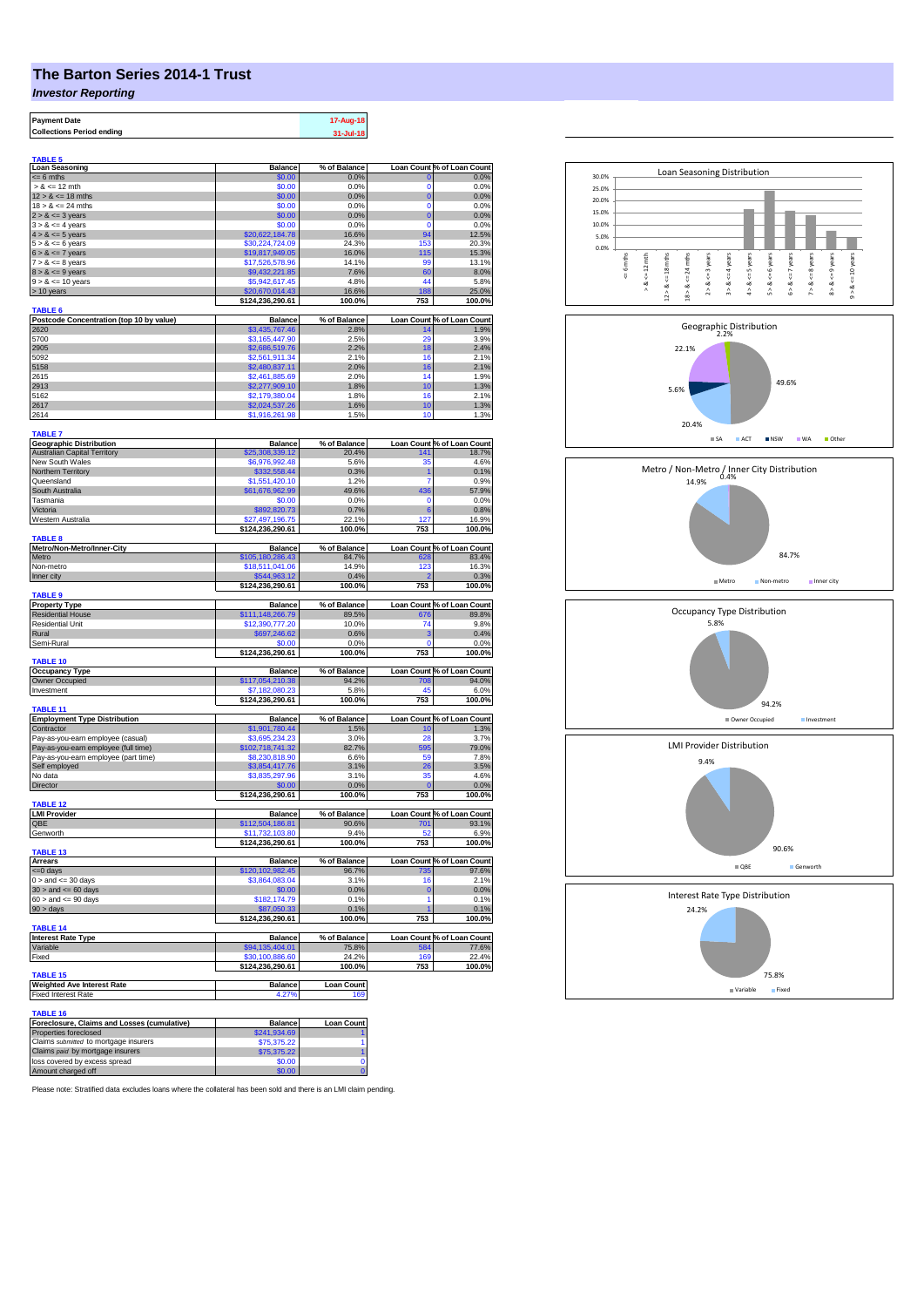# The Barton Series 2014-1 Trust

## *Investor Reporting*

| | |
|---|---|
| **Payment Date** | 17-Aug-18 |
| **Collections Period ending** | 31-Jul-18 |

**TABLE 5**

| Loan Seasoning | Balance | % of Balance | Loan Count | % of Loan Count |
|---|---|---|---|---|
| <= 6 mths | $0.00 | 0.0% | 0 | 0.0% |
| > & <= 12 mth | $0.00 | 0.0% | 0 | 0.0% |
| 12 > & <= 18 mths | $0.00 | 0.0% | 0 | 0.0% |
| 18 > & <= 24 mths | $0.00 | 0.0% | 0 | 0.0% |
| 2 > & <= 3 years | $0.00 | 0.0% | 0 | 0.0% |
| 3 > & <= 4 years | $0.00 | 0.0% | 0 | 0.0% |
| 4 > & <= 5 years | $20,622,184.78 | 16.6% | 94 | 12.5% |
| 5 > & <= 6 years | $30,224,724.09 | 24.3% | 153 | 20.3% |
| 6 > & <= 7 years | $19,817,949.05 | 16.0% | 115 | 15.3% |
| 7 > & <= 8 years | $17,526,578.96 | 14.1% | 99 | 13.1% |
| 8 > & <= 9 years | $9,432,221.85 | 7.6% | 60 | 8.0% |
| 9 > & <= 10 years | $5,942,617.45 | 4.8% | 44 | 5.8% |
| > 10 years | $20,670,014.43 | 16.6% | 188 | 25.0% |
| | $124,236,290.61 | 100.0% | 753 | 100.0% |

**TABLE 6**

| Postcode Concentration (top 10 by value) | Balance | % of Balance | Loan Count | % of Loan Count |
|---|---|---|---|---|
| 2620 | $3,435,767.46 | 2.8% | 14 | 1.9% |
| 5700 | $3,165,447.90 | 2.5% | 29 | 3.9% |
| 2905 | $2,686,519.76 | 2.2% | 18 | 2.4% |
| 5092 | $2,561,911.34 | 2.1% | 16 | 2.1% |
| 5158 | $2,480,837.11 | 2.0% | 16 | 2.1% |
| 2615 | $2,461,885.69 | 2.0% | 14 | 1.9% |
| 2913 | $2,277,909.10 | 1.8% | 10 | 1.3% |
| 5162 | $2,179,380.04 | 1.8% | 16 | 2.1% |
| 2617 | $2,024,537.26 | 1.6% | 10 | 1.3% |
| 2614 | $1,916,261.98 | 1.5% | 10 | 1.3% |

**TABLE 7**

| Geographic Distribution | Balance | % of Balance | Loan Count | % of Loan Count |
|---|---|---|---|---|
| Australian Capital Territory | $25,308,339.12 | 20.4% | 141 | 18.7% |
| New South Wales | $6,976,992.48 | 5.6% | 35 | 4.6% |
| Northern Territory | $332,558.44 | 0.3% | 1 | 0.1% |
| Queensland | $1,551,420.10 | 1.2% | 7 | 0.9% |
| South Australia | $61,676,962.99 | 49.6% | 436 | 57.9% |
| Tasmania | $0.00 | 0.0% | 0 | 0.0% |
| Victoria | $892,820.73 | 0.7% | 6 | 0.8% |
| Western Australia | $27,497,196.75 | 22.1% | 127 | 16.9% |
| | $124,236,290.61 | 100.0% | 753 | 100.0% |

**TABLE 8**

| Metro/Non-Metro/Inner-City | Balance | % of Balance | Loan Count | % of Loan Count |
|---|---|---|---|---|
| Metro | $105,180,286.43 | 84.7% | 628 | 83.4% |
| Non-metro | $18,511,041.06 | 14.9% | 123 | 16.3% |
| Inner city | $544,963.12 | 0.4% | 2 | 0.3% |
| | $124,236,290.61 | 100.0% | 753 | 100.0% |

**TABLE 9**

| Property Type | Balance | % of Balance | Loan Count | % of Loan Count |
|---|---|---|---|---|
| Residential House | $111,148,266.79 | 89.5% | 676 | 89.8% |
| Residential Unit | $12,390,777.20 | 10.0% | 74 | 9.8% |
| Rural | $697,246.62 | 0.6% | 3 | 0.4% |
| Semi-Rural | $0.00 | 0.0% | 0 | 0.0% |
| | $124,236,290.61 | 100.0% | 753 | 100.0% |

**TABLE 10**

| Occupancy Type | Balance | % of Balance | Loan Count | % of Loan Count |
|---|---|---|---|---|
| Owner Occupied | $117,054,210.38 | 94.2% | 708 | 94.0% |
| Investment | $7,182,080.23 | 5.8% | 45 | 6.0% |
| | $124,236,290.61 | 100.0% | 753 | 100.0% |

**TABLE 11**

| Employment Type Distribution | Balance | % of Balance | Loan Count | % of Loan Count |
|---|---|---|---|---|
| Contractor | $1,901,780.44 | 1.5% | 10 | 1.3% |
| Pay-as-you-earn employee (casual) | $3,695,234.23 | 3.0% | 28 | 3.7% |
| Pay-as-you-earn employee (full time) | $102,718,741.32 | 82.7% | 595 | 79.0% |
| Pay-as-you-earn employee (part time) | $8,230,818.90 | 6.6% | 59 | 7.8% |
| Self employed | $3,854,417.76 | 3.1% | 26 | 3.5% |
| No data | $3,835,297.96 | 3.1% | 35 | 4.6% |
| Director | $0.00 | 0.0% | 0 | 0.0% |
| | $124,236,290.61 | 100.0% | 753 | 100.0% |

**TABLE 12**

| LMI Provider | Balance | % of Balance | Loan Count | % of Loan Count |
|---|---|---|---|---|
| QBE | $112,504,186.81 | 90.6% | 701 | 93.1% |
| Genworth | $11,732,103.80 | 9.4% | 52 | 6.9% |
| | $124,236,290.61 | 100.0% | 753 | 100.0% |

**TABLE 13**

| Arrears | Balance | % of Balance | Loan Count | % of Loan Count |
|---|---|---|---|---|
| <=0 days | $120,102,982.45 | 96.7% | 735 | 97.6% |
| 0 > and <= 30 days | $3,864,083.04 | 3.1% | 16 | 2.1% |
| 30 > and <= 60 days | $0.00 | 0.0% | 0 | 0.0% |
| 60 > and <= 90 days | $182,174.79 | 0.1% | 1 | 0.1% |
| 90 > days | $87,050.33 | 0.1% | 1 | 0.1% |
| | $124,236,290.61 | 100.0% | 753 | 100.0% |

**TABLE 14**

| Interest Rate Type | Balance | % of Balance | Loan Count | % of Loan Count |
|---|---|---|---|---|
| Variable | $94,135,404.01 | 75.8% | 584 | 77.6% |
| Fixed | $30,100,886.60 | 24.2% | 169 | 22.4% |
| | $124,236,290.61 | 100.0% | 753 | 100.0% |

**TABLE 15**

| Weighted Ave Interest Rate | Balance | Loan Count |
|---|---|---|
| Fixed Interest Rate | 4.27% | 169 |

**TABLE 16**

| Foreclosure, Claims and Losses (cumulative) | Balance | Loan Count |
|---|---|---|
| Properties foreclosed | $241,934.69 | 1 |
| Claims *submitted* to mortgage insurers | $75,375.22 | 1 |
| Claims *paid* by mortgage insurers | $75,375.22 | 1 |
| loss covered by excess spread | $0.00 | 0 |
| Amount charged off | $0.00 | 0 |

Please note: Stratified data excludes loans where the collateral has been sold and there is an LMI claim pending.

Loan Seasoning Distribution

30.0%
25.0%
20.0%
15.0%
10.0%
5.0%
0.0%

<= 6 mths, > & <= 12 mth, 12 > & <= 18 mths, 18 > & <= 24 mths, 2 > & <= 3 years, 3 > & <= 4 years, 4 > & <= 5 years, 5 > & <= 6 years, 6 > & <= 7 years, 7 > & <= 8 years, 8 > & <= 9 years, 9 > & <= 10 years

Geographic Distribution

2.2%
22.1%
5.6%
49.6%
20.4%

SA, ACT, NSW, WA, Other

Metro / Non-Metro / Inner City Distribution

0.4%
14.9%
84.7%

Metro, Non-metro, Inner city

Occupancy Type Distribution

5.8%
94.2%

Owner Occupied, Investment

LMI Provider Distribution

9.4%
90.6%

QBE, Genworth

Interest Rate Type Distribution

24.2%
75.8%

Variable, Fixed